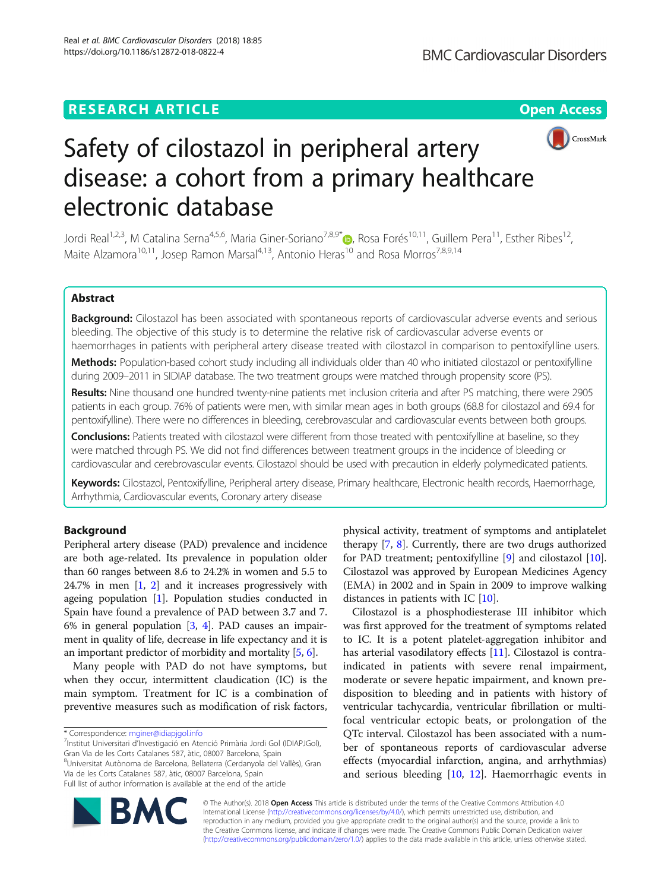RESEARCH ARTICLE

Open Access

# Safety of cilostazol in peripheral artery disease: a cohort from a primary healthcare electronic database

Jordi Real[1,2,3], M Catalina Serna[4,5,6], Maria Giner-Soriano[7,8,9*], Rosa Forés[10,11], Guillem Pera[11], Esther Ribes[12], Maite Alzamora[10,11], Josep Ramon Marsal[4,13], Antonio Heras[10] and Rosa Morros[7,8,9,14]

## Abstract

**Background:** Cilostazol has been associated with spontaneous reports of cardiovascular adverse events and serious bleeding. The objective of this study is to determine the relative risk of cardiovascular adverse events or haemorrhages in patients with peripheral artery disease treated with cilostazol in comparison to pentoxifylline users.

**Methods:** Population-based cohort study including all individuals older than 40 who initiated cilostazol or pentoxifylline during 2009–2011 in SIDIAP database. The two treatment groups were matched through propensity score (PS).

**Results:** Nine thousand one hundred twenty-nine patients met inclusion criteria and after PS matching, there were 2905 patients in each group. 76% of patients were men, with similar mean ages in both groups (68.8 for cilostazol and 69.4 for pentoxifylline). There were no differences in bleeding, cerebrovascular and cardiovascular events between both groups.

**Conclusions:** Patients treated with cilostazol were different from those treated with pentoxifylline at baseline, so they were matched through PS. We did not find differences between treatment groups in the incidence of bleeding or cardiovascular and cerebrovascular events. Cilostazol should be used with precaution in elderly polymedicated patients.

**Keywords:** Cilostazol, Pentoxifylline, Peripheral artery disease, Primary healthcare, Electronic health records, Haemorrhage, Arrhythmia, Cardiovascular events, Coronary artery disease

## Background

Peripheral artery disease (PAD) prevalence and incidence are both age-related. Its prevalence in population older than 60 ranges between 8.6 to 24.2% in women and 5.5 to 24.7% in men [1, 2] and it increases progressively with ageing population [1]. Population studies conducted in Spain have found a prevalence of PAD between 3.7 and 7.6% in general population [3, 4]. PAD causes an impairment in quality of life, decrease in life expectancy and it is an important predictor of morbidity and mortality [5, 6].

Many people with PAD do not have symptoms, but when they occur, intermittent claudication (IC) is the main symptom. Treatment for IC is a combination of preventive measures such as modification of risk factors, physical activity, treatment of symptoms and antiplatelet therapy [7, 8]. Currently, there are two drugs authorized for PAD treatment; pentoxifylline [9] and cilostazol [10]. Cilostazol was approved by European Medicines Agency (EMA) in 2002 and in Spain in 2009 to improve walking distances in patients with IC [10].

Cilostazol is a phosphodiesterase III inhibitor which was first approved for the treatment of symptoms related to IC. It is a potent platelet-aggregation inhibitor and has arterial vasodilatory effects [11]. Cilostazol is contraindicated in patients with severe renal impairment, moderate or severe hepatic impairment, and known predisposition to bleeding and in patients with history of ventricular tachycardia, ventricular fibrillation or multifocal ventricular ectopic beats, or prolongation of the QTc interval. Cilostazol has been associated with a number of spontaneous reports of cardiovascular adverse effects (myocardial infarction, angina, and arrhythmias) and serious bleeding [10, 12]. Haemorrhagic events in

\* Correspondence: mginer@idiapjgol.info
[7]Institut Universitari d'Investigació en Atenció Primària Jordi Gol (IDIAPJGol), Gran Via de les Corts Catalanes 587, àtic, 08007 Barcelona, Spain
[8]Universitat Autònoma de Barcelona, Bellaterra (Cerdanyola del Vallès), Gran Via de les Corts Catalanes 587, àtic, 08007 Barcelona, Spain
Full list of author information is available at the end of the article

© The Author(s). 2018 **Open Access** This article is distributed under the terms of the Creative Commons Attribution 4.0 International License (http://creativecommons.org/licenses/by/4.0/), which permits unrestricted use, distribution, and reproduction in any medium, provided you give appropriate credit to the original author(s) and the source, provide a link to the Creative Commons license, and indicate if changes were made. The Creative Commons Public Domain Dedication waiver (http://creativecommons.org/publicdomain/zero/1.0/) applies to the data made available in this article, unless otherwise stated.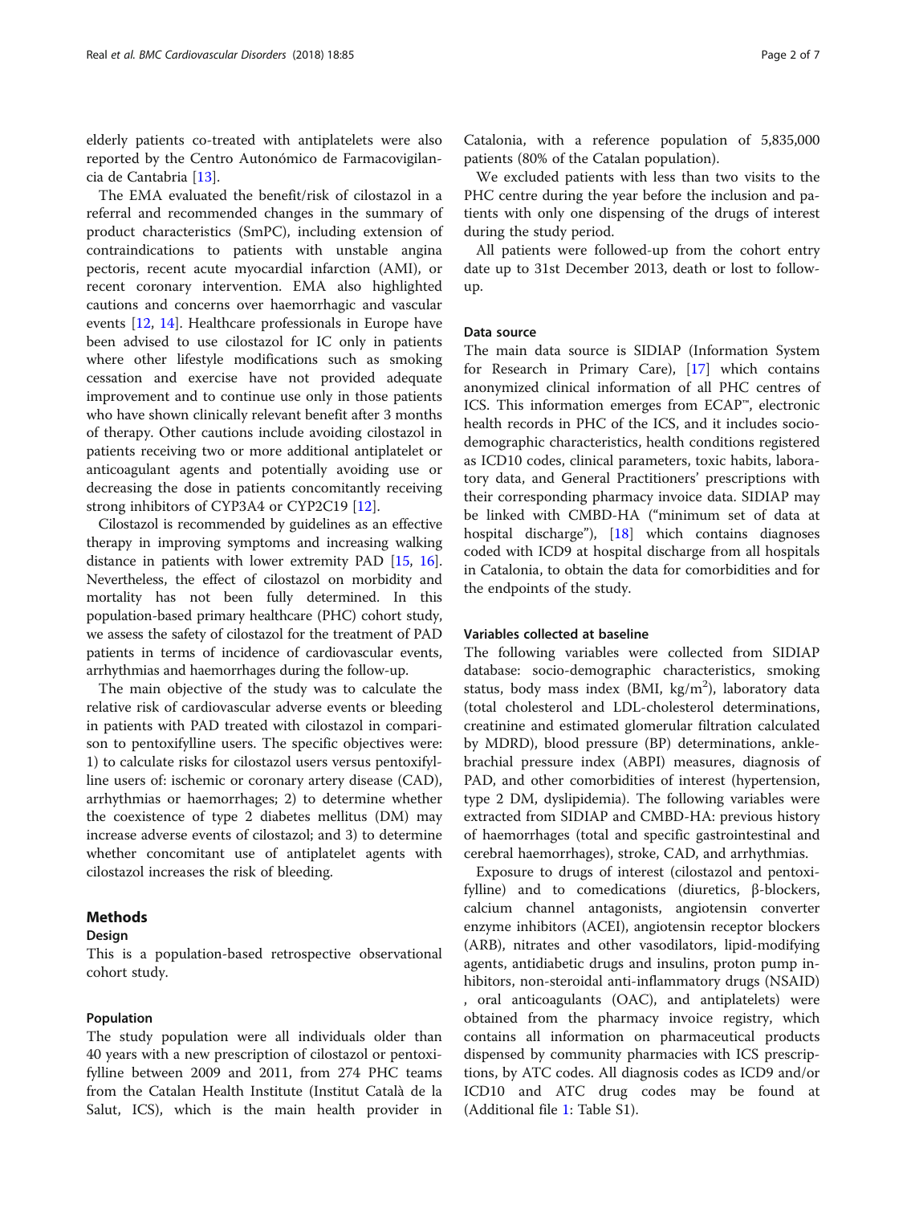elderly patients co-treated with antiplatelets were also reported by the Centro Autonómico de Farmacovigilancia de Cantabria [13].

The EMA evaluated the benefit/risk of cilostazol in a referral and recommended changes in the summary of product characteristics (SmPC), including extension of contraindications to patients with unstable angina pectoris, recent acute myocardial infarction (AMI), or recent coronary intervention. EMA also highlighted cautions and concerns over haemorrhagic and vascular events [12, 14]. Healthcare professionals in Europe have been advised to use cilostazol for IC only in patients where other lifestyle modifications such as smoking cessation and exercise have not provided adequate improvement and to continue use only in those patients who have shown clinically relevant benefit after 3 months of therapy. Other cautions include avoiding cilostazol in patients receiving two or more additional antiplatelet or anticoagulant agents and potentially avoiding use or decreasing the dose in patients concomitantly receiving strong inhibitors of CYP3A4 or CYP2C19 [12].

Cilostazol is recommended by guidelines as an effective therapy in improving symptoms and increasing walking distance in patients with lower extremity PAD [15, 16]. Nevertheless, the effect of cilostazol on morbidity and mortality has not been fully determined. In this population-based primary healthcare (PHC) cohort study, we assess the safety of cilostazol for the treatment of PAD patients in terms of incidence of cardiovascular events, arrhythmias and haemorrhages during the follow-up.

The main objective of the study was to calculate the relative risk of cardiovascular adverse events or bleeding in patients with PAD treated with cilostazol in comparison to pentoxifylline users. The specific objectives were: 1) to calculate risks for cilostazol users versus pentoxifylline users of: ischemic or coronary artery disease (CAD), arrhythmias or haemorrhages; 2) to determine whether the coexistence of type 2 diabetes mellitus (DM) may increase adverse events of cilostazol; and 3) to determine whether concomitant use of antiplatelet agents with cilostazol increases the risk of bleeding.

## Methods

### Design

This is a population-based retrospective observational cohort study.

### Population

The study population were all individuals older than 40 years with a new prescription of cilostazol or pentoxifylline between 2009 and 2011, from 274 PHC teams from the Catalan Health Institute (Institut Català de la Salut, ICS), which is the main health provider in Catalonia, with a reference population of 5,835,000 patients (80% of the Catalan population).

We excluded patients with less than two visits to the PHC centre during the year before the inclusion and patients with only one dispensing of the drugs of interest during the study period.

All patients were followed-up from the cohort entry date up to 31st December 2013, death or lost to follow-up.

### Data source

The main data source is SIDIAP (Information System for Research in Primary Care), [17] which contains anonymized clinical information of all PHC centres of ICS. This information emerges from ECAP™, electronic health records in PHC of the ICS, and it includes socio-demographic characteristics, health conditions registered as ICD10 codes, clinical parameters, toxic habits, laboratory data, and General Practitioners' prescriptions with their corresponding pharmacy invoice data. SIDIAP may be linked with CMBD-HA ("minimum set of data at hospital discharge"), [18] which contains diagnoses coded with ICD9 at hospital discharge from all hospitals in Catalonia, to obtain the data for comorbidities and for the endpoints of the study.

### Variables collected at baseline

The following variables were collected from SIDIAP database: socio-demographic characteristics, smoking status, body mass index (BMI, $kg/m^2$), laboratory data (total cholesterol and LDL-cholesterol determinations, creatinine and estimated glomerular filtration calculated by MDRD), blood pressure (BP) determinations, ankle-brachial pressure index (ABPI) measures, diagnosis of PAD, and other comorbidities of interest (hypertension, type 2 DM, dyslipidemia). The following variables were extracted from SIDIAP and CMBD-HA: previous history of haemorrhages (total and specific gastrointestinal and cerebral haemorrhages), stroke, CAD, and arrhythmias.

Exposure to drugs of interest (cilostazol and pentoxifylline) and to comedications (diuretics, β-blockers, calcium channel antagonists, angiotensin converter enzyme inhibitors (ACEI), angiotensin receptor blockers (ARB), nitrates and other vasodilators, lipid-modifying agents, antidiabetic drugs and insulins, proton pump inhibitors, non-steroidal anti-inflammatory drugs (NSAID), oral anticoagulants (OAC), and antiplatelets) were obtained from the pharmacy invoice registry, which contains all information on pharmaceutical products dispensed by community pharmacies with ICS prescriptions, by ATC codes. All diagnosis codes as ICD9 and/or ICD10 and ATC drug codes may be found at (Additional file 1: Table S1).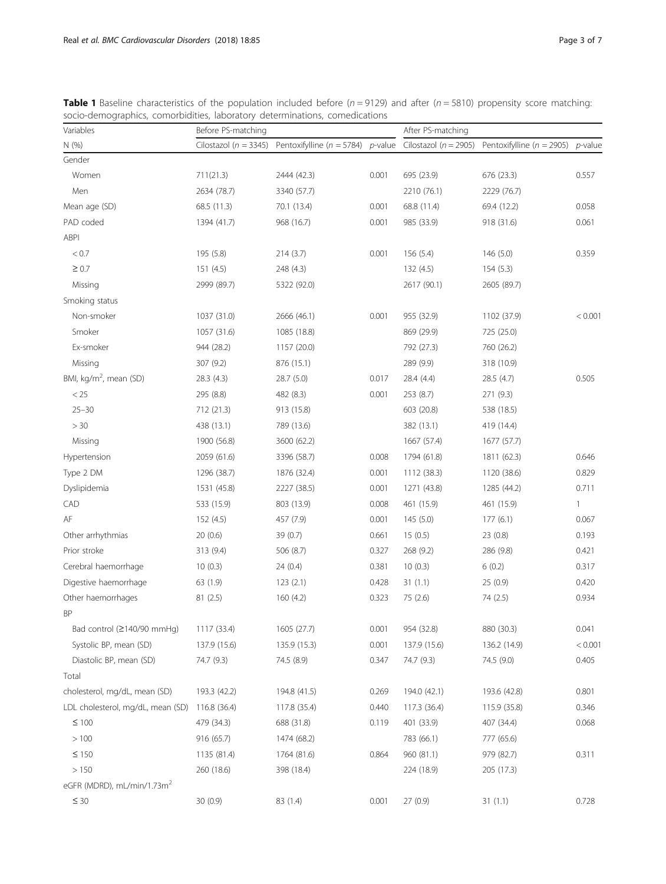**Table 1** Baseline characteristics of the population included before ($n = 9129$) and after ($n = 5810$) propensity score matching: socio-demographics, comorbidities, laboratory determinations, comedications

| Variables | Before PS-matching | | | After PS-matching | | |
|---|---|---|---|---|---|---|
| N (%) | Cilostazol ($n = 3345$) | Pentoxifylline ($n = 5784$) | *p*-value | Cilostazol ($n = 2905$) | Pentoxifylline ($n = 2905$) | *p*-value |
| Gender | | | | | | |
| Women | 711(21.3) | 2444 (42.3) | 0.001 | 695 (23.9) | 676 (23.3) | 0.557 |
| Men | 2634 (78.7) | 3340 (57.7) | | 2210 (76.1) | 2229 (76.7) | |
| Mean age (SD) | 68.5 (11.3) | 70.1 (13.4) | 0.001 | 68.8 (11.4) | 69.4 (12.2) | 0.058 |
| PAD coded | 1394 (41.7) | 968 (16.7) | 0.001 | 985 (33.9) | 918 (31.6) | 0.061 |
| ABPI | | | | | | |
| < 0.7 | 195 (5.8) | 214 (3.7) | 0.001 | 156 (5.4) | 146 (5.0) | 0.359 |
| ≥ 0.7 | 151 (4.5) | 248 (4.3) | | 132 (4.5) | 154 (5.3) | |
| Missing | 2999 (89.7) | 5322 (92.0) | | 2617 (90.1) | 2605 (89.7) | |
| Smoking status | | | | | | |
| Non-smoker | 1037 (31.0) | 2666 (46.1) | 0.001 | 955 (32.9) | 1102 (37.9) | < 0.001 |
| Smoker | 1057 (31.6) | 1085 (18.8) | | 869 (29.9) | 725 (25.0) | |
| Ex-smoker | 944 (28.2) | 1157 (20.0) | | 792 (27.3) | 760 (26.2) | |
| Missing | 307 (9.2) | 876 (15.1) | | 289 (9.9) | 318 (10.9) | |
| BMI, kg/m$^2$, mean (SD) | 28.3 (4.3) | 28.7 (5.0) | 0.017 | 28.4 (4.4) | 28.5 (4.7) | 0.505 |
| < 25 | 295 (8.8) | 482 (8.3) | 0.001 | 253 (8.7) | 271 (9.3) | |
| 25–30 | 712 (21.3) | 913 (15.8) | | 603 (20.8) | 538 (18.5) | |
| > 30 | 438 (13.1) | 789 (13.6) | | 382 (13.1) | 419 (14.4) | |
| Missing | 1900 (56.8) | 3600 (62.2) | | 1667 (57.4) | 1677 (57.7) | |
| Hypertension | 2059 (61.6) | 3396 (58.7) | 0.008 | 1794 (61.8) | 1811 (62.3) | 0.646 |
| Type 2 DM | 1296 (38.7) | 1876 (32.4) | 0.001 | 1112 (38.3) | 1120 (38.6) | 0.829 |
| Dyslipidemia | 1531 (45.8) | 2227 (38.5) | 0.001 | 1271 (43.8) | 1285 (44.2) | 0.711 |
| CAD | 533 (15.9) | 803 (13.9) | 0.008 | 461 (15.9) | 461 (15.9) | 1 |
| AF | 152 (4.5) | 457 (7.9) | 0.001 | 145 (5.0) | 177 (6.1) | 0.067 |
| Other arrhythmias | 20 (0.6) | 39 (0.7) | 0.661 | 15 (0.5) | 23 (0.8) | 0.193 |
| Prior stroke | 313 (9.4) | 506 (8.7) | 0.327 | 268 (9.2) | 286 (9.8) | 0.421 |
| Cerebral haemorrhage | 10 (0.3) | 24 (0.4) | 0.381 | 10 (0.3) | 6 (0.2) | 0.317 |
| Digestive haemorrhage | 63 (1.9) | 123 (2.1) | 0.428 | 31 (1.1) | 25 (0.9) | 0.420 |
| Other haemorrhages | 81 (2.5) | 160 (4.2) | 0.323 | 75 (2.6) | 74 (2.5) | 0.934 |
| BP | | | | | | |
| Bad control (≥140/90 mmHg) | 1117 (33.4) | 1605 (27.7) | 0.001 | 954 (32.8) | 880 (30.3) | 0.041 |
| Systolic BP, mean (SD) | 137.9 (15.6) | 135.9 (15.3) | 0.001 | 137.9 (15.6) | 136.2 (14.9) | < 0.001 |
| Diastolic BP, mean (SD) | 74.7 (9.3) | 74.5 (8.9) | 0.347 | 74.7 (9.3) | 74.5 (9.0) | 0.405 |
| Total | | | | | | |
| cholesterol, mg/dL, mean (SD) | 193.3 (42.2) | 194.8 (41.5) | 0.269 | 194.0 (42.1) | 193.6 (42.8) | 0.801 |
| LDL cholesterol, mg/dL, mean (SD) | 116.8 (36.4) | 117.8 (35.4) | 0.440 | 117.3 (36.4) | 115.9 (35.8) | 0.346 |
| ≤ 100 | 479 (34.3) | 688 (31.8) | 0.119 | 401 (33.9) | 407 (34.4) | 0.068 |
| > 100 | 916 (65.7) | 1474 (68.2) | | 783 (66.1) | 777 (65.6) | |
| ≤ 150 | 1135 (81.4) | 1764 (81.6) | 0.864 | 960 (81.1) | 979 (82.7) | 0.311 |
| > 150 | 260 (18.6) | 398 (18.4) | | 224 (18.9) | 205 (17.3) | |
| eGFR (MDRD), mL/min/1.73m$^2$ | | | | | | |
| ≤ 30 | 30 (0.9) | 83 (1.4) | 0.001 | 27 (0.9) | 31 (1.1) | 0.728 |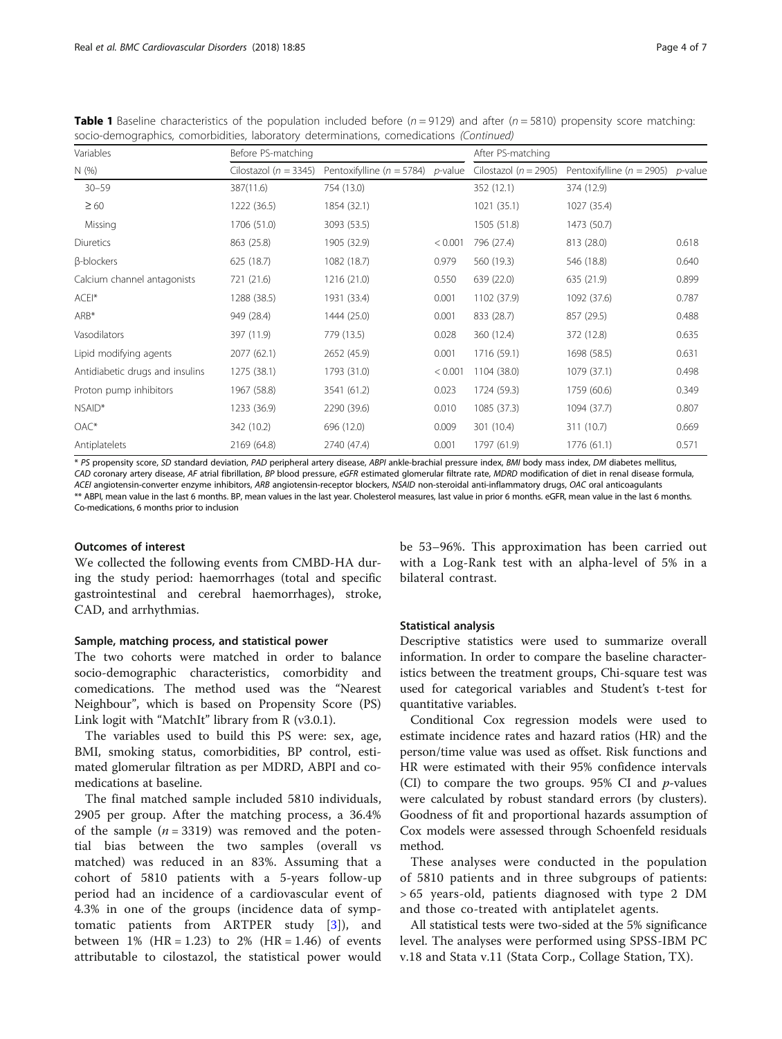**Table 1** Baseline characteristics of the population included before ($n = 9129$) and after ($n = 5810$) propensity score matching: socio-demographics, comorbidities, laboratory determinations, comedications *(Continued)*

| Variables | Before PS-matching | | | After PS-matching | | |
|---|---|---|---|---|---|---|
| N (%) | Cilostazol ($n = 3345$) | Pentoxifylline ($n = 5784$) | *p*-value | Cilostazol ($n = 2905$) | Pentoxifylline ($n = 2905$) | *p*-value |
| 30–59 | 387(11.6) | 754 (13.0) | | 352 (12.1) | 374 (12.9) | |
| ≥ 60 | 1222 (36.5) | 1854 (32.1) | | 1021 (35.1) | 1027 (35.4) | |
| Missing | 1706 (51.0) | 3093 (53.5) | | 1505 (51.8) | 1473 (50.7) | |
| Diuretics | 863 (25.8) | 1905 (32.9) | < 0.001 | 796 (27.4) | 813 (28.0) | 0.618 |
| β-blockers | 625 (18.7) | 1082 (18.7) | 0.979 | 560 (19.3) | 546 (18.8) | 0.640 |
| Calcium channel antagonists | 721 (21.6) | 1216 (21.0) | 0.550 | 639 (22.0) | 635 (21.9) | 0.899 |
| ACEI* | 1288 (38.5) | 1931 (33.4) | 0.001 | 1102 (37.9) | 1092 (37.6) | 0.787 |
| ARB* | 949 (28.4) | 1444 (25.0) | 0.001 | 833 (28.7) | 857 (29.5) | 0.488 |
| Vasodilators | 397 (11.9) | 779 (13.5) | 0.028 | 360 (12.4) | 372 (12.8) | 0.635 |
| Lipid modifying agents | 2077 (62.1) | 2652 (45.9) | 0.001 | 1716 (59.1) | 1698 (58.5) | 0.631 |
| Antidiabetic drugs and insulins | 1275 (38.1) | 1793 (31.0) | < 0.001 | 1104 (38.0) | 1079 (37.1) | 0.498 |
| Proton pump inhibitors | 1967 (58.8) | 3541 (61.2) | 0.023 | 1724 (59.3) | 1759 (60.6) | 0.349 |
| NSAID* | 1233 (36.9) | 2290 (39.6) | 0.010 | 1085 (37.3) | 1094 (37.7) | 0.807 |
| OAC* | 342 (10.2) | 696 (12.0) | 0.009 | 301 (10.4) | 311 (10.7) | 0.669 |
| Antiplatelets | 2169 (64.8) | 2740 (47.4) | 0.001 | 1797 (61.9) | 1776 (61.1) | 0.571 |

\* *PS* propensity score, *SD* standard deviation, *PAD* peripheral artery disease, *ABPI* ankle-brachial pressure index, *BMI* body mass index, *DM* diabetes mellitus, *CAD* coronary artery disease, *AF* atrial fibrillation, *BP* blood pressure, *eGFR* estimated glomerular filtrate rate, *MDRD* modification of diet in renal disease formula, *ACEI* angiotensin-converter enzyme inhibitors, *ARB* angiotensin-receptor blockers, *NSAID* non-steroidal anti-inflammatory drugs, *OAC* oral anticoagulants
\*\* ABPI, mean value in the last 6 months. BP, mean values in the last year. Cholesterol measures, last value in prior 6 months. eGFR, mean value in the last 6 months. Co-medications, 6 months prior to inclusion

### Outcomes of interest

We collected the following events from CMBD-HA during the study period: haemorrhages (total and specific gastrointestinal and cerebral haemorrhages), stroke, CAD, and arrhythmias.

### Sample, matching process, and statistical power

The two cohorts were matched in order to balance socio-demographic characteristics, comorbidity and comedications. The method used was the "Nearest Neighbour", which is based on Propensity Score (PS) Link logit with "MatchIt" library from R (v3.0.1).

The variables used to build this PS were: sex, age, BMI, smoking status, comorbidities, BP control, estimated glomerular filtration as per MDRD, ABPI and co-medications at baseline.

The final matched sample included 5810 individuals, 2905 per group. After the matching process, a 36.4% of the sample ($n = 3319$) was removed and the potential bias between the two samples (overall vs matched) was reduced in an 83%. Assuming that a cohort of 5810 patients with a 5-years follow-up period had an incidence of a cardiovascular event of 4.3% in one of the groups (incidence data of symptomatic patients from ARTPER study [3]), and between 1% ($HR = 1.23$) to 2% ($HR = 1.46$) of events attributable to cilostazol, the statistical power would be 53–96%. This approximation has been carried out with a Log-Rank test with an alpha-level of 5% in a bilateral contrast.

### Statistical analysis

Descriptive statistics were used to summarize overall information. In order to compare the baseline characteristics between the treatment groups, Chi-square test was used for categorical variables and Student's t-test for quantitative variables.

Conditional Cox regression models were used to estimate incidence rates and hazard ratios (HR) and the person/time value was used as offset. Risk functions and HR were estimated with their 95% confidence intervals (CI) to compare the two groups. 95% CI and *p*-values were calculated by robust standard errors (by clusters). Goodness of fit and proportional hazards assumption of Cox models were assessed through Schoenfeld residuals method.

These analyses were conducted in the population of 5810 patients and in three subgroups of patients: > 65 years-old, patients diagnosed with type 2 DM and those co-treated with antiplatelet agents.

All statistical tests were two-sided at the 5% significance level. The analyses were performed using SPSS-IBM PC v.18 and Stata v.11 (Stata Corp., Collage Station, TX).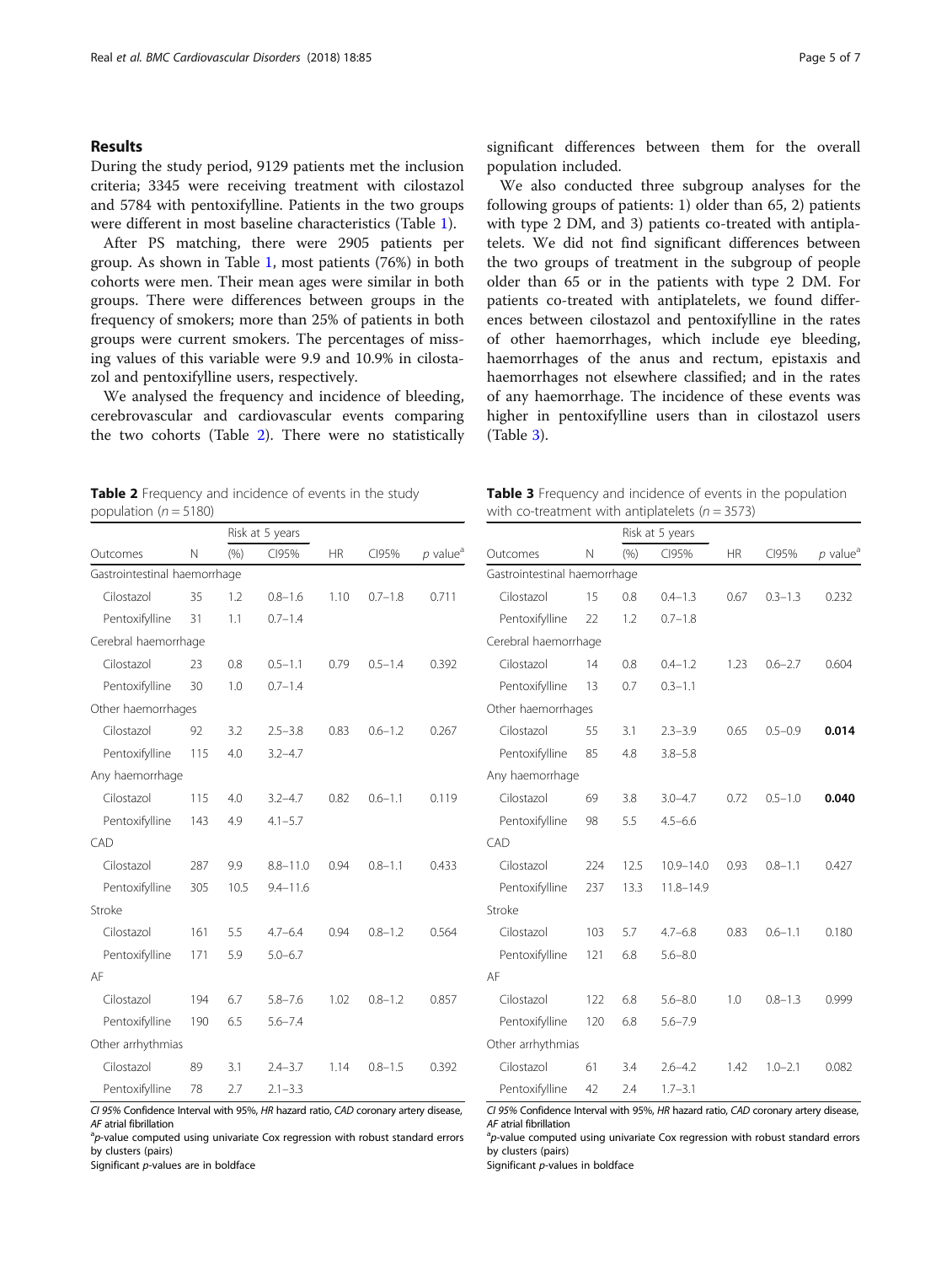## Results

During the study period, 9129 patients met the inclusion criteria; 3345 were receiving treatment with cilostazol and 5784 with pentoxifylline. Patients in the two groups were different in most baseline characteristics (Table 1).

After PS matching, there were 2905 patients per group. As shown in Table 1, most patients (76%) in both cohorts were men. Their mean ages were similar in both groups. There were differences between groups in the frequency of smokers; more than 25% of patients in both groups were current smokers. The percentages of missing values of this variable were 9.9 and 10.9% in cilostazol and pentoxifylline users, respectively.

We analysed the frequency and incidence of bleeding, cerebrovascular and cardiovascular events comparing the two cohorts (Table 2). There were no statistically significant differences between them for the overall population included.

We also conducted three subgroup analyses for the following groups of patients: 1) older than 65, 2) patients with type 2 DM, and 3) patients co-treated with antiplatelets. We did not find significant differences between the two groups of treatment in the subgroup of people older than 65 or in the patients with type 2 DM. For patients co-treated with antiplatelets, we found differences between cilostazol and pentoxifylline in the rates of other haemorrhages, which include eye bleeding, haemorrhages of the anus and rectum, epistaxis and haemorrhages not elsewhere classified; and in the rates of any haemorrhage. The incidence of these events was higher in pentoxifylline users than in cilostazol users (Table 3).

**Table 2** Frequency and incidence of events in the study population ($n = 5180$)

| | | Risk at 5 years | | | | |
|---|---|---|---|---|---|---|
| Outcomes | N | (%) | CI95% | HR | CI95% | *p* value[a] |
| Gastrointestinal haemorrhage | | | | | | |
| Cilostazol | 35 | 1.2 | 0.8–1.6 | 1.10 | 0.7–1.8 | 0.711 |
| Pentoxifylline | 31 | 1.1 | 0.7–1.4 | | | |
| Cerebral haemorrhage | | | | | | |
| Cilostazol | 23 | 0.8 | 0.5–1.1 | 0.79 | 0.5–1.4 | 0.392 |
| Pentoxifylline | 30 | 1.0 | 0.7–1.4 | | | |
| Other haemorrhages | | | | | | |
| Cilostazol | 92 | 3.2 | 2.5–3.8 | 0.83 | 0.6–1.2 | 0.267 |
| Pentoxifylline | 115 | 4.0 | 3.2–4.7 | | | |
| Any haemorrhage | | | | | | |
| Cilostazol | 115 | 4.0 | 3.2–4.7 | 0.82 | 0.6–1.1 | 0.119 |
| Pentoxifylline | 143 | 4.9 | 4.1–5.7 | | | |
| CAD | | | | | | |
| Cilostazol | 287 | 9.9 | 8.8–11.0 | 0.94 | 0.8–1.1 | 0.433 |
| Pentoxifylline | 305 | 10.5 | 9.4–11.6 | | | |
| Stroke | | | | | | |
| Cilostazol | 161 | 5.5 | 4.7–6.4 | 0.94 | 0.8–1.2 | 0.564 |
| Pentoxifylline | 171 | 5.9 | 5.0–6.7 | | | |
| AF | | | | | | |
| Cilostazol | 194 | 6.7 | 5.8–7.6 | 1.02 | 0.8–1.2 | 0.857 |
| Pentoxifylline | 190 | 6.5 | 5.6–7.4 | | | |
| Other arrhythmias | | | | | | |
| Cilostazol | 89 | 3.1 | 2.4–3.7 | 1.14 | 0.8–1.5 | 0.392 |
| Pentoxifylline | 78 | 2.7 | 2.1–3.3 | | | |

*CI 95%* Confidence Interval with 95%, *HR* hazard ratio, *CAD* coronary artery disease, *AF* atrial fibrillation

[a]*p*-value computed using univariate Cox regression with robust standard errors by clusters (pairs)

Significant *p*-values are in boldface

**Table 3** Frequency and incidence of events in the population with co-treatment with antiplatelets ($n = 3573$)

| | | Risk at 5 years | | | | |
|---|---|---|---|---|---|---|
| Outcomes | N | (%) | CI95% | HR | CI95% | *p* value[a] |
| Gastrointestinal haemorrhage | | | | | | |
| Cilostazol | 15 | 0.8 | 0.4–1.3 | 0.67 | 0.3–1.3 | 0.232 |
| Pentoxifylline | 22 | 1.2 | 0.7–1.8 | | | |
| Cerebral haemorrhage | | | | | | |
| Cilostazol | 14 | 0.8 | 0.4–1.2 | 1.23 | 0.6–2.7 | 0.604 |
| Pentoxifylline | 13 | 0.7 | 0.3–1.1 | | | |
| Other haemorrhages | | | | | | |
| Cilostazol | 55 | 3.1 | 2.3–3.9 | 0.65 | 0.5–0.9 | **0.014** |
| Pentoxifylline | 85 | 4.8 | 3.8–5.8 | | | |
| Any haemorrhage | | | | | | |
| Cilostazol | 69 | 3.8 | 3.0–4.7 | 0.72 | 0.5–1.0 | **0.040** |
| Pentoxifylline | 98 | 5.5 | 4.5–6.6 | | | |
| CAD | | | | | | |
| Cilostazol | 224 | 12.5 | 10.9–14.0 | 0.93 | 0.8–1.1 | 0.427 |
| Pentoxifylline | 237 | 13.3 | 11.8–14.9 | | | |
| Stroke | | | | | | |
| Cilostazol | 103 | 5.7 | 4.7–6.8 | 0.83 | 0.6–1.1 | 0.180 |
| Pentoxifylline | 121 | 6.8 | 5.6–8.0 | | | |
| AF | | | | | | |
| Cilostazol | 122 | 6.8 | 5.6–8.0 | 1.0 | 0.8–1.3 | 0.999 |
| Pentoxifylline | 120 | 6.8 | 5.6–7.9 | | | |
| Other arrhythmias | | | | | | |
| Cilostazol | 61 | 3.4 | 2.6–4.2 | 1.42 | 1.0–2.1 | 0.082 |
| Pentoxifylline | 42 | 2.4 | 1.7–3.1 | | | |

*CI 95%* Confidence Interval with 95%, *HR* hazard ratio, *CAD* coronary artery disease, *AF* atrial fibrillation

[a]*p*-value computed using univariate Cox regression with robust standard errors by clusters (pairs)

Significant *p*-values in boldface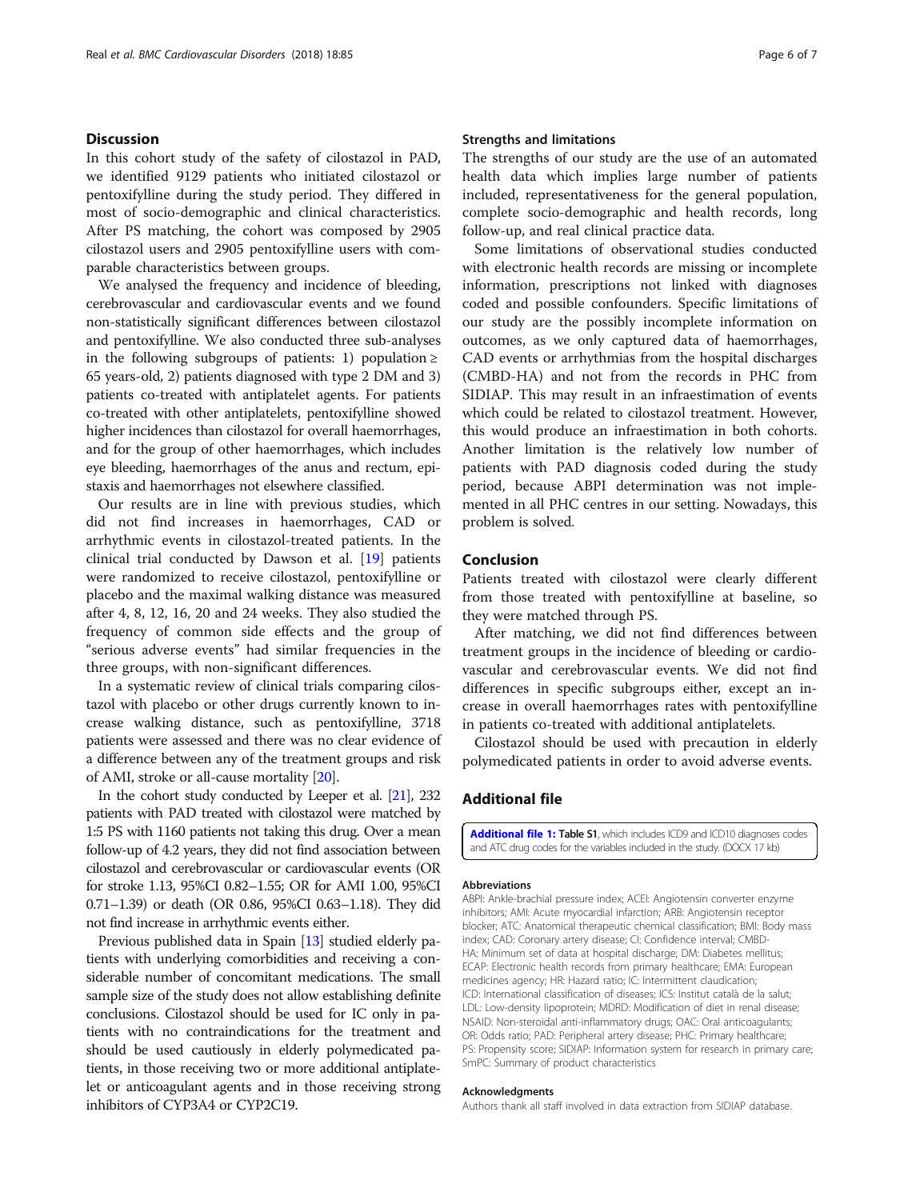## Discussion

In this cohort study of the safety of cilostazol in PAD, we identified 9129 patients who initiated cilostazol or pentoxifylline during the study period. They differed in most of socio-demographic and clinical characteristics. After PS matching, the cohort was composed by 2905 cilostazol users and 2905 pentoxifylline users with comparable characteristics between groups.

We analysed the frequency and incidence of bleeding, cerebrovascular and cardiovascular events and we found non-statistically significant differences between cilostazol and pentoxifylline. We also conducted three sub-analyses in the following subgroups of patients: 1) population ≥ 65 years-old, 2) patients diagnosed with type 2 DM and 3) patients co-treated with antiplatelet agents. For patients co-treated with other antiplatelets, pentoxifylline showed higher incidences than cilostazol for overall haemorrhages, and for the group of other haemorrhages, which includes eye bleeding, haemorrhages of the anus and rectum, epistaxis and haemorrhages not elsewhere classified.

Our results are in line with previous studies, which did not find increases in haemorrhages, CAD or arrhythmic events in cilostazol-treated patients. In the clinical trial conducted by Dawson et al. [19] patients were randomized to receive cilostazol, pentoxifylline or placebo and the maximal walking distance was measured after 4, 8, 12, 16, 20 and 24 weeks. They also studied the frequency of common side effects and the group of "serious adverse events" had similar frequencies in the three groups, with non-significant differences.

In a systematic review of clinical trials comparing cilostazol with placebo or other drugs currently known to increase walking distance, such as pentoxifylline, 3718 patients were assessed and there was no clear evidence of a difference between any of the treatment groups and risk of AMI, stroke or all-cause mortality [20].

In the cohort study conducted by Leeper et al. [21], 232 patients with PAD treated with cilostazol were matched by 1:5 PS with 1160 patients not taking this drug. Over a mean follow-up of 4.2 years, they did not find association between cilostazol and cerebrovascular or cardiovascular events (OR for stroke 1.13, 95%CI 0.82–1.55; OR for AMI 1.00, 95%CI 0.71–1.39) or death (OR 0.86, 95%CI 0.63–1.18). They did not find increase in arrhythmic events either.

Previous published data in Spain [13] studied elderly patients with underlying comorbidities and receiving a considerable number of concomitant medications. The small sample size of the study does not allow establishing definite conclusions. Cilostazol should be used for IC only in patients with no contraindications for the treatment and should be used cautiously in elderly polymedicated patients, in those receiving two or more additional antiplatelet or anticoagulant agents and in those receiving strong inhibitors of CYP3A4 or CYP2C19.

### Strengths and limitations

The strengths of our study are the use of an automated health data which implies large number of patients included, representativeness for the general population, complete socio-demographic and health records, long follow-up, and real clinical practice data.

Some limitations of observational studies conducted with electronic health records are missing or incomplete information, prescriptions not linked with diagnoses coded and possible confounders. Specific limitations of our study are the possibly incomplete information on outcomes, as we only captured data of haemorrhages, CAD events or arrhythmias from the hospital discharges (CMBD-HA) and not from the records in PHC from SIDIAP. This may result in an infraestimation of events which could be related to cilostazol treatment. However, this would produce an infraestimation in both cohorts. Another limitation is the relatively low number of patients with PAD diagnosis coded during the study period, because ABPI determination was not implemented in all PHC centres in our setting. Nowadays, this problem is solved.

## Conclusion

Patients treated with cilostazol were clearly different from those treated with pentoxifylline at baseline, so they were matched through PS.

After matching, we did not find differences between treatment groups in the incidence of bleeding or cardiovascular and cerebrovascular events. We did not find differences in specific subgroups either, except an increase in overall haemorrhages rates with pentoxifylline in patients co-treated with additional antiplatelets.

Cilostazol should be used with precaution in elderly polymedicated patients in order to avoid adverse events.

## Additional file

**Additional file 1: Table S1**, which includes ICD9 and ICD10 diagnoses codes and ATC drug codes for the variables included in the study. (DOCX 17 kb)

#### Abbreviations

ABPI: Ankle-brachial pressure index; ACEI: Angiotensin converter enzyme inhibitors; AMI: Acute myocardial infarction; ARB: Angiotensin receptor blocker; ATC: Anatomical therapeutic chemical classification; BMI: Body mass index; CAD: Coronary artery disease; CI: Confidence interval; CMBD-HA: Minimum set of data at hospital discharge; DM: Diabetes mellitus; ECAP: Electronic health records from primary healthcare; EMA: European medicines agency; HR: Hazard ratio; IC: Intermittent claudication; ICD: International classification of diseases; ICS: Institut català de la salut; LDL: Low-density lipoprotein; MDRD: Modification of diet in renal disease; NSAID: Non-steroidal anti-inflammatory drugs; OAC: Oral anticoagulants; OR: Odds ratio; PAD: Peripheral artery disease; PHC: Primary healthcare; PS: Propensity score; SIDIAP: Information system for research in primary care; SmPC: Summary of product characteristics

#### Acknowledgments

Authors thank all staff involved in data extraction from SIDIAP database.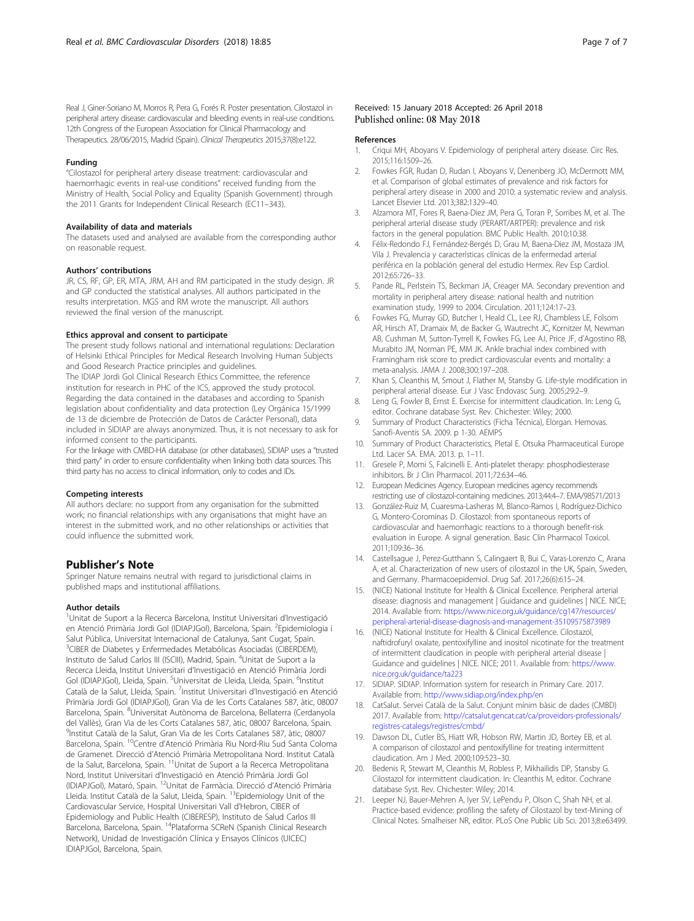Real J, Giner-Soriano M, Morros R, Pera G, Forés R. Poster presentation. Cilostazol in peripheral artery disease: cardiovascular and bleeding events in real-use conditions. 12th Congress of the European Association for Clinical Pharmacology and Therapeutics. 28/06/2015, Madrid (Spain). *Clinical Therapeutics* 2015;37(8):e122.

### Funding

"Cilostazol for peripheral artery disease treatment: cardiovascular and haemorrhagic events in real-use conditions" received funding from the Ministry of Health, Social Policy and Equality (Spanish Government) through the 2011 Grants for Independent Clinical Research (EC11–343).

### Availability of data and materials

The datasets used and analysed are available from the corresponding author on reasonable request.

### Authors' contributions

JR, CS, RF, GP, ER, MTA, JRM, AH and RM participated in the study design. JR and GP conducted the statistical analyses. All authors participated in the results interpretation. MGS and RM wrote the manuscript. All authors reviewed the final version of the manuscript.

### Ethics approval and consent to participate

The present study follows national and international regulations: Declaration of Helsinki Ethical Principles for Medical Research Involving Human Subjects and Good Research Practice principles and guidelines.

The IDIAP Jordi Gol Clinical Research Ethics Committee, the reference institution for research in PHC of the ICS, approved the study protocol. Regarding the data contained in the databases and according to Spanish legislation about confidentiality and data protection (Ley Orgánica 15/1999 de 13 de diciembre de Protección de Datos de Carácter Personal), data included in SIDIAP are always anonymized. Thus, it is not necessary to ask for informed consent to the participants.

For the linkage with CMBD-HA database (or other databases), SIDIAP uses a "trusted third party" in order to ensure confidentiality when linking both data sources. This third party has no access to clinical information, only to codes and IDs.

### Competing interests

All authors declare: no support from any organisation for the submitted work; no financial relationships with any organisations that might have an interest in the submitted work, and no other relationships or activities that could influence the submitted work.

## Publisher's Note

Springer Nature remains neutral with regard to jurisdictional claims in published maps and institutional affiliations.

### Author details

[1]Unitat de Suport a la Recerca Barcelona, Institut Universitari d'Investigació en Atenció Primària Jordi Gol (IDIAPJGol), Barcelona, Spain. [2]Epidemiologia i Salut Pública, Universitat Internacional de Catalunya, Sant Cugat, Spain. [3]CIBER de Diabetes y Enfermedades Metabólicas Asociadas (CIBERDEM), Instituto de Salud Carlos III (ISCIII), Madrid, Spain. [4]Unitat de Suport a la Recerca Lleida, Institut Universitari d'Investigació en Atenció Primària Jordi Gol (IDIAPJGol), Lleida, Spain. [5]Universitat de Lleida, Lleida, Spain. [6]Institut Català de la Salut, Lleida, Spain. [7]Institut Universitari d'Investigació en Atenció Primària Jordi Gol (IDIAPJGol), Gran Via de les Corts Catalanes 587, àtic, 08007 Barcelona, Spain. [8]Universitat Autònoma de Barcelona, Bellaterra (Cerdanyola del Vallès), Gran Via de les Corts Catalanes 587, àtic, 08007 Barcelona, Spain. [9]Institut Català de la Salut, Gran Via de les Corts Catalanes 587, àtic, 08007 Barcelona, Spain. [10]Centre d'Atenció Primària Riu Nord-Riu Sud Santa Coloma de Gramenet. Direcció d'Atenció Primària Metropolitana Nord. Institut Català de la Salut, Barcelona, Spain. [11]Unitat de Suport a la Recerca Metropolitana Nord, Institut Universitari d'Investigació en Atenció Primària Jordi Gol (IDIAPJGol), Mataró, Spain. [12]Unitat de Farmàcia. Direcció d'Atenció Primària Lleida. Institut Català de la Salut, Lleida, Spain. [13]Epidemiology Unit of the Cardiovascular Service, Hospital Universitari Vall d'Hebron, CIBER of Epidemiology and Public Health (CIBERESP), Instituto de Salud Carlos III Barcelona, Barcelona, Spain. [14]Plataforma SCReN (Spanish Clinical Research Network), Unidad de Investigación Clínica y Ensayos Clínicos (UICEC) IDIAPJGol, Barcelona, Spain.

Received: 15 January 2018 Accepted: 26 April 2018
Published online: 08 May 2018

### References

1. Criqui MH, Aboyans V. Epidemiology of peripheral artery disease. Circ Res. 2015;116:1509–26.
2. Fowkes FGR, Rudan D, Rudan I, Aboyans V, Denenberg JO, McDermott MM, et al. Comparison of global estimates of prevalence and risk factors for peripheral artery disease in 2000 and 2010: a systematic review and analysis. Lancet Elsevier Ltd. 2013;382:1329–40.
3. Alzamora MT, Fores R, Baena-Diez JM, Pera G, Toran P, Sorribes M, et al. The peripheral arterial disease study (PERART/ARTPER): prevalence and risk factors in the general population. BMC Public Health. 2010;10:38.
4. Félix-Redondo FJ, Fernández-Bergés D, Grau M, Baena-Diez JM, Mostaza JM, Vila J. Prevalencia y características clínicas de la enfermedad arterial periférica en la población general del estudio Hermex. Rev Esp Cardiol. 2012;65:726–33.
5. Pande RL, Perlstein TS, Beckman JA, Creager MA. Secondary prevention and mortality in peripheral artery disease: national health and nutrition examination study, 1999 to 2004. Circulation. 2011;124:17–23.
6. Fowkes FG, Murray GD, Butcher I, Heald CL, Lee RJ, Chambless LE, Folsom AR, Hirsch AT, Dramaix M, de Backer G, Wautrecht JC, Kornitzer M, Newman AB, Cushman M, Sutton-Tyrrell K, Fowkes FG, Lee AJ, Price JF, d'Agostino RB, Murabito JM, Norman PE, MM JK. Ankle brachial index combined with Framingham risk score to predict cardiovascular events and mortality: a meta-analysis. JAMA J. 2008;300:197–208.
7. Khan S, Cleanthis M, Smout J, Flather M, Stansby G. Life-style modification in peripheral arterial disease. Eur J Vasc Endovasc Surg. 2005;29:2–9.
8. Leng G, Fowler B, Ernst E. Exercise for intermittent claudication. In: Leng G, editor. Cochrane database Syst. Rev. Chichester: Wiley; 2000.
9. Summary of Product Characteristics (Ficha Técnica), Elorgan. Hemovas. Sanofi-Aventis SA. 2009. p 1-30. AEMPS
10. Summary of Product Characteristics, Pletal E. Otsuka Pharmaceutical Europe Ltd. Lacer SA. EMA. 2013. p. 1–11.
11. Gresele P, Momi S, Falcinelli E. Anti-platelet therapy: phosphodiesterase inhibitors. Br J Clin Pharmacol. 2011;72:634–46.
12. European Medicines Agency. European medicines agency recommends restricting use of cilostazol-containing medicines. 2013;44:4–7. EMA/98571/2013
13. González-Ruiz M, Cuaresma-Lasheras M, Blanco-Ramos I, Rodríguez-Dichico G, Montero-Corominas D. Cilostazol: from spontaneous reports of cardiovascular and haemorrhagic reactions to a thorough benefit-risk evaluation in Europe. A signal generation. Basic Clin Pharmacol Toxicol. 2011;109:36–36.
14. Castellsague J, Perez-Gutthann S, Calingaert B, Bui C, Varas-Lorenzo C, Arana A, et al. Characterization of new users of cilostazol in the UK, Spain, Sweden, and Germany. Pharmacoepidemiol. Drug Saf. 2017;26(6):615–24.
15. (NICE) National Institute for Health & Clinical Excellence. Peripheral arterial disease: diagnosis and management | Guidance and guidelines | NICE. NICE; 2014. Available from: https://www.nice.org.uk/guidance/cg147/resources/peripheral-arterial-disease-diagnosis-and-management-35109575873989
16. (NICE) National Institute for Health & Clinical Excellence. Cilostazol, naftidrofuryl oxalate, pentoxifylline and inositol nicotinate for the treatment of intermittent claudication in people with peripheral arterial disease | Guidance and guidelines | NICE. NICE; 2011. Available from: https://www.nice.org.uk/guidance/ta223
17. SIDIAP. SIDIAP. Information system for research in Primary Care. 2017. Available from: http://www.sidiap.org/index.php/en
18. CatSalut. Servei Català de la Salut. Conjunt mínim bàsic de dades (CMBD) 2017. Available from: http://catsalut.gencat.cat/ca/proveidors-professionals/registres-catalegs/registres/cmbd/
19. Dawson DL, Cutler BS, Hiatt WR, Hobson RW, Martin JD, Bortey EB, et al. A comparison of cilostazol and pentoxifylline for treating intermittent claudication. Am J Med. 2000;109:523–30.
20. Bedenis R, Stewart M, Cleanthis M, Robless P, Mikhailidis DP, Stansby G. Cilostazol for intermittent claudication. In: Cleanthis M, editor. Cochrane database Syst. Rev. Chichester: Wiley; 2014.
21. Leeper NJ, Bauer-Mehren A, Iyer SV, LePendu P, Olson C, Shah NH, et al. Practice-based evidence: profiling the safety of Cilostazol by text-Mining of Clinical Notes. Smalheiser NR, editor. PLoS One Public Lib Sci. 2013;8:e63499.